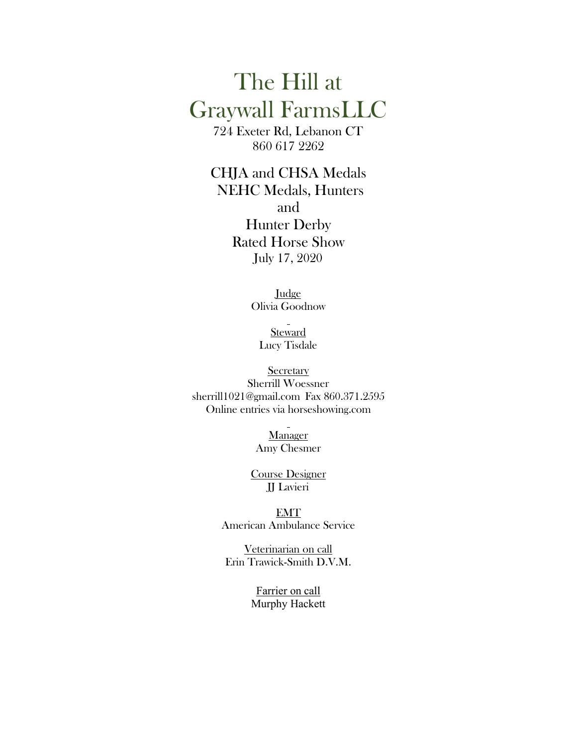# The Hill at Graywall FarmsLLC

724 Exeter Rd, Lebanon CT
860 617 2262

CHJA and CHSA Medals
NEHC Medals, Hunters
and
Hunter Derby
Rated Horse Show
July 17, 2020

Judge
Olivia Goodnow

Steward
Lucy Tisdale

Secretary
Sherrill Woessner
sherrill1021@gmail.com Fax 860.371.2595
Online entries via horseshowing.com

Manager
Amy Chesmer

Course Designer
JJ Lavieri

EMT
American Ambulance Service

Veterinarian on call
Erin Trawick-Smith D.V.M.

Farrier on call
Murphy Hackett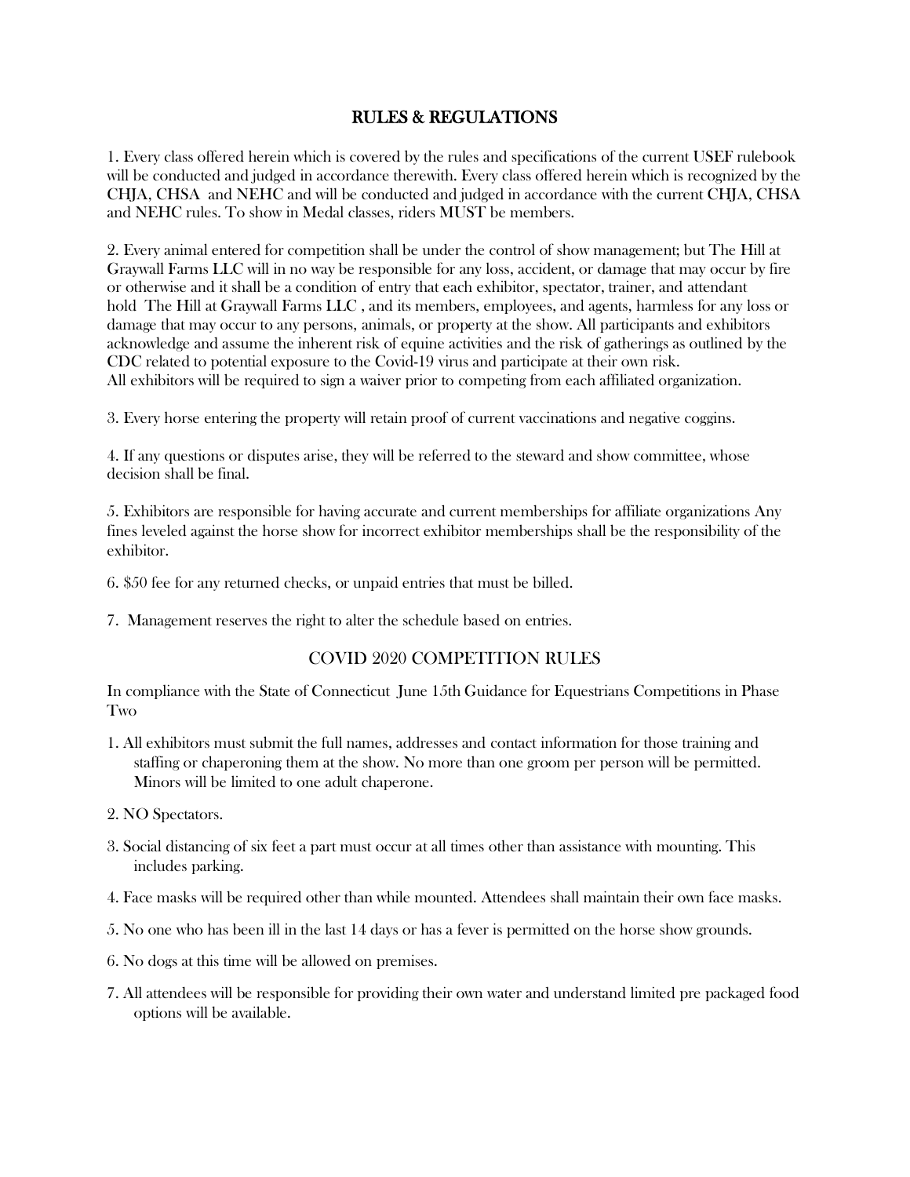## RULES & REGULATIONS

1. Every class offered herein which is covered by the rules and specifications of the current USEF rulebook will be conducted and judged in accordance therewith. Every class offered herein which is recognized by the CHJA, CHSA and NEHC and will be conducted and judged in accordance with the current CHJA, CHSA and NEHC rules. To show in Medal classes, riders MUST be members.

2. Every animal entered for competition shall be under the control of show management; but The Hill at Graywall Farms LLC will in no way be responsible for any loss, accident, or damage that may occur by fire or otherwise and it shall be a condition of entry that each exhibitor, spectator, trainer, and attendant hold The Hill at Graywall Farms LLC , and its members, employees, and agents, harmless for any loss or damage that may occur to any persons, animals, or property at the show. All participants and exhibitors acknowledge and assume the inherent risk of equine activities and the risk of gatherings as outlined by the CDC related to potential exposure to the Covid-19 virus and participate at their own risk.
All exhibitors will be required to sign a waiver prior to competing from each affiliated organization.

3. Every horse entering the property will retain proof of current vaccinations and negative coggins.

4. If any questions or disputes arise, they will be referred to the steward and show committee, whose decision shall be final.

5. Exhibitors are responsible for having accurate and current memberships for affiliate organizations Any fines leveled against the horse show for incorrect exhibitor memberships shall be the responsibility of the exhibitor.

6. $50 fee for any returned checks, or unpaid entries that must be billed.

7. Management reserves the right to alter the schedule based on entries.

## COVID 2020 COMPETITION RULES

In compliance with the State of Connecticut June 15th Guidance for Equestrians Competitions in Phase Two

1. All exhibitors must submit the full names, addresses and contact information for those training and staffing or chaperoning them at the show. No more than one groom per person will be permitted. Minors will be limited to one adult chaperone.

2. NO Spectators.

3. Social distancing of six feet a part must occur at all times other than assistance with mounting. This includes parking.

4. Face masks will be required other than while mounted. Attendees shall maintain their own face masks.

5. No one who has been ill in the last 14 days or has a fever is permitted on the horse show grounds.

6. No dogs at this time will be allowed on premises.

7. All attendees will be responsible for providing their own water and understand limited pre packaged food options will be available.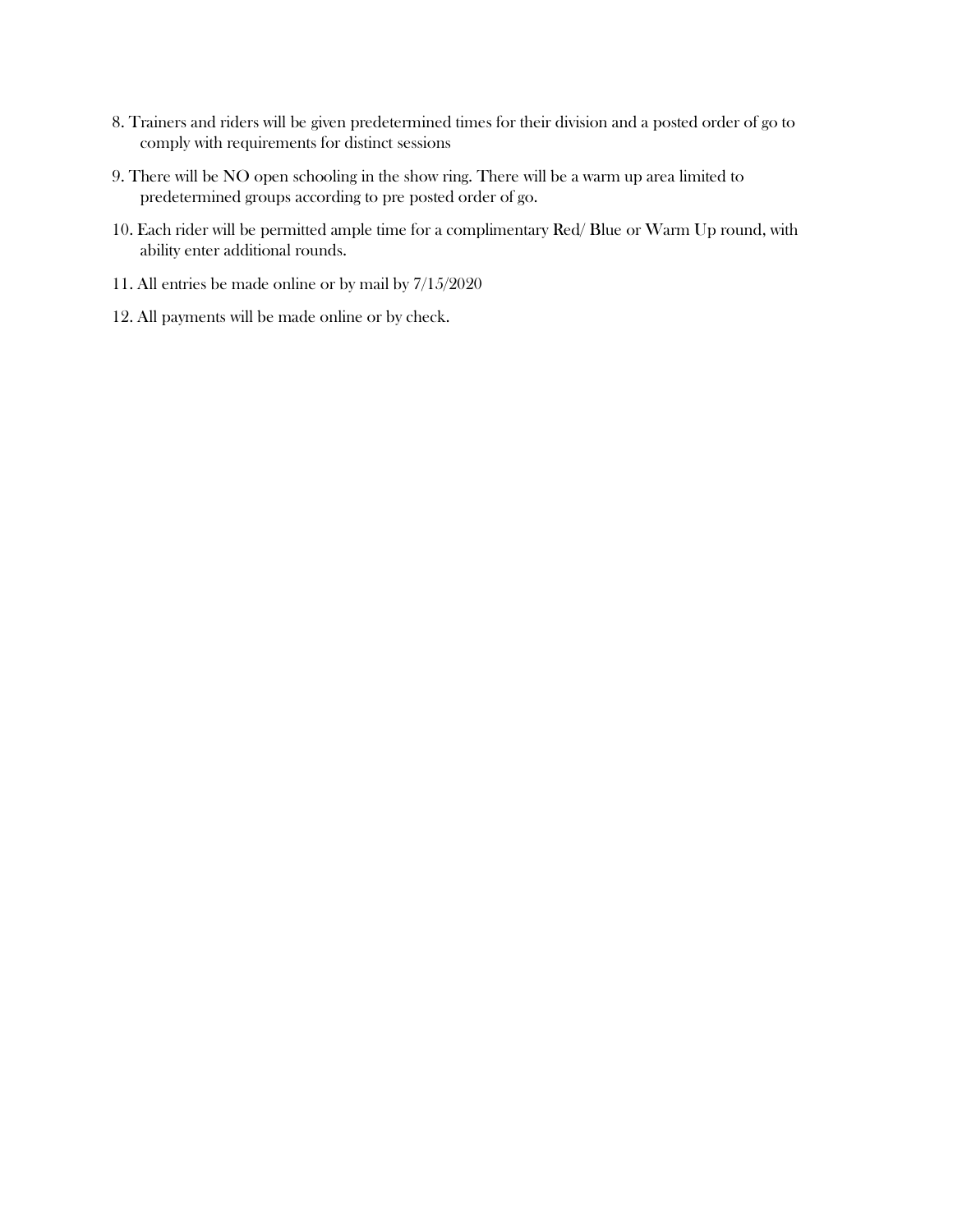8. Trainers and riders will be given predetermined times for their division and a posted order of go to comply with requirements for distinct sessions

9. There will be NO open schooling in the show ring. There will be a warm up area limited to predetermined groups according to pre posted order of go.

10. Each rider will be permitted ample time for a complimentary Red/ Blue or Warm Up round, with ability enter additional rounds.

11. All entries be made online or by mail by 7/15/2020

12. All payments will be made online or by check.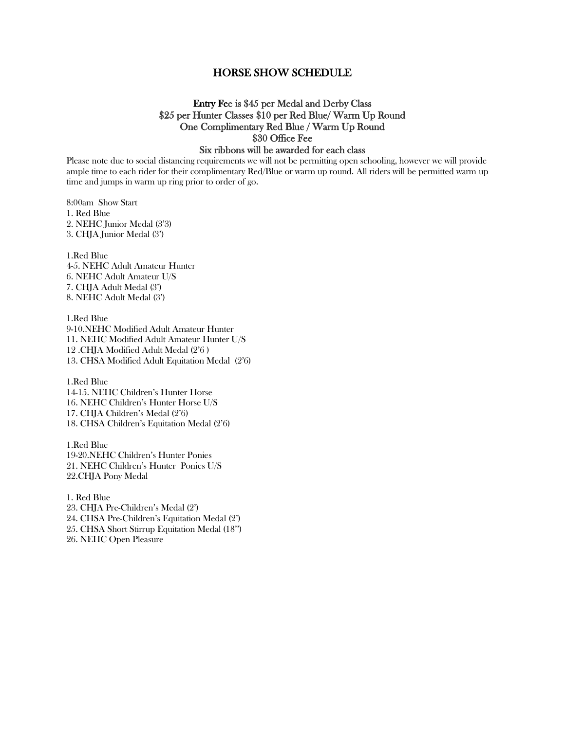# HORSE SHOW SCHEDULE

**Entry Fee is $45 per Medal and Derby Class**
**$25 per Hunter Classes $10 per Red Blue/ Warm Up Round**
**One Complimentary Red Blue / Warm Up Round**
**$30 Office Fee**
**Six ribbons will be awarded for each class**

Please note due to social distancing requirements we will not be permitting open schooling, however we will provide ample time to each rider for their complimentary Red/Blue or warm up round. All riders will be permitted warm up time and jumps in warm up ring prior to order of go.

8:00am Show Start
1. Red Blue
2. NEHC Junior Medal (3'3)
3. CHJA Junior Medal (3')

1.Red Blue
4-5. NEHC Adult Amateur Hunter
6. NEHC Adult Amateur U/S
7. CHJA Adult Medal (3')
8. NEHC Adult Medal (3')

1.Red Blue
9-10.NEHC Modified Adult Amateur Hunter
11. NEHC Modified Adult Amateur Hunter U/S
12 .CHJA Modified Adult Medal (2'6 )
13. CHSA Modified Adult Equitation Medal (2'6)

1.Red Blue
14-15. NEHC Children's Hunter Horse
16. NEHC Children's Hunter Horse U/S
17. CHJA Children's Medal (2'6)
18. CHSA Children's Equitation Medal (2'6)

1.Red Blue
19-20.NEHC Children's Hunter Ponies
21. NEHC Children's Hunter Ponies U/S
22.CHJA Pony Medal

1. Red Blue
23. CHJA Pre-Children's Medal (2')
24. CHSA Pre-Children's Equitation Medal (2')
25. CHSA Short Stirrup Equitation Medal (18")
26. NEHC Open Pleasure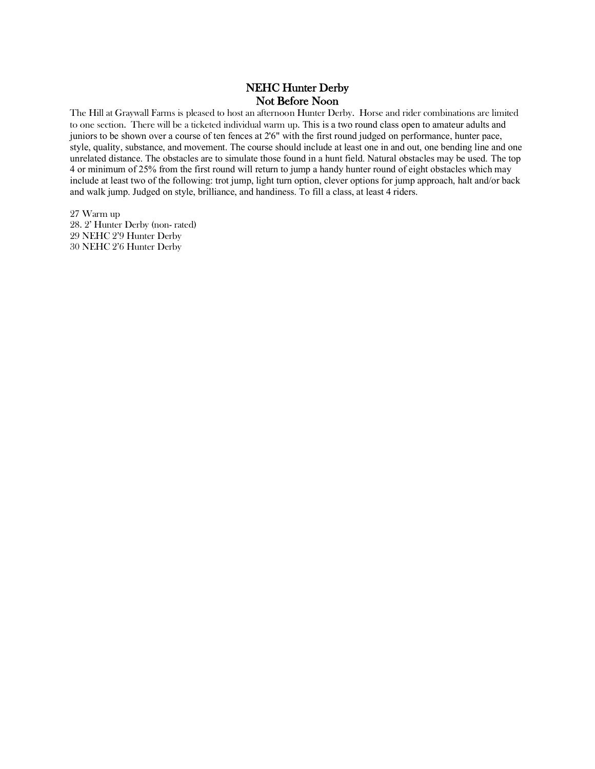# NEHC Hunter Derby
## Not Before Noon

The Hill at Graywall Farms is pleased to host an afternoon Hunter Derby. Horse and rider combinations are limited to one section. There will be a ticketed individual warm up. This is a two round class open to amateur adults and juniors to be shown over a course of ten fences at 2'6" with the first round judged on performance, hunter pace, style, quality, substance, and movement. The course should include at least one in and out, one bending line and one unrelated distance. The obstacles are to simulate those found in a hunt field. Natural obstacles may be used. The top 4 or minimum of 25% from the first round will return to jump a handy hunter round of eight obstacles which may include at least two of the following: trot jump, light turn option, clever options for jump approach, halt and/or back and walk jump. Judged on style, brilliance, and handiness. To fill a class, at least 4 riders.

27 Warm up
28. 2' Hunter Derby (non- rated)
29 NEHC 2'9 Hunter Derby
30 NEHC 2'6 Hunter Derby